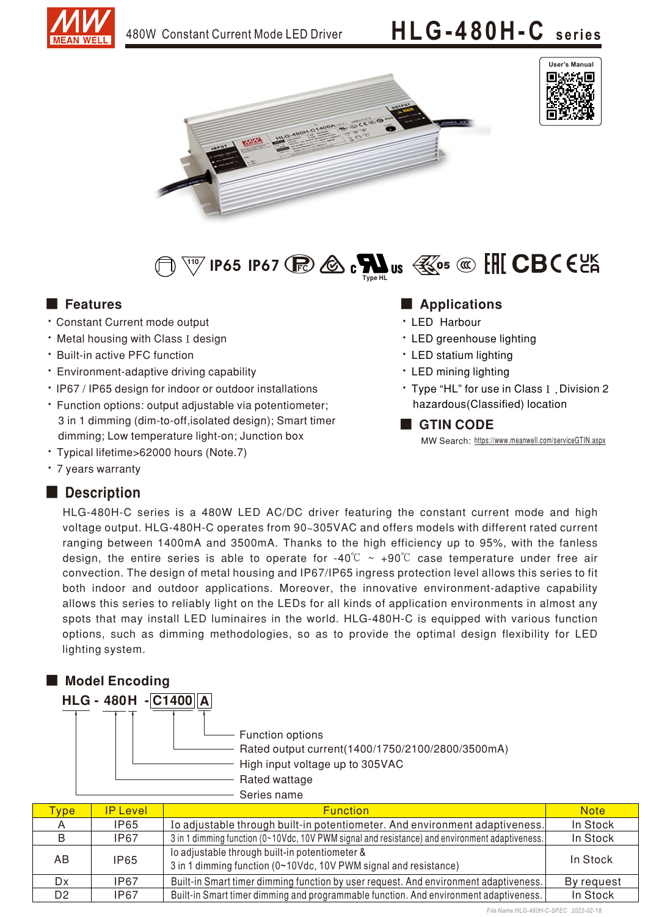# HLG-480H-C series

480W Constant Current Mode LED Driver

User's Manual

IP65 IP67

Type HL

## Features

- Constant Current mode output
- Metal housing with Class I design
- Built-in active PFC function
- Environment-adaptive driving capability
- IP67 / IP65 design for indoor or outdoor installations
- Function options: output adjustable via potentiometer; 3 in 1 dimming (dim-to-off,isolated design); Smart timer dimming; Low temperature light-on; Junction box
- Typical lifetime>62000 hours (Note.7)
- 7 years warranty

## Applications

- LED Harbour
- LED greenhouse lighting
- LED statium lighting
- LED mining lighting
- Type "HL" for use in Class I , Division 2 hazardous(Classified) location

## GTIN CODE

MW Search: https://www.meanwell.com/serviceGTIN.aspx

## Description

HLG-480H-C series is a 480W LED AC/DC driver featuring the constant current mode and high voltage output. HLG-480H-C operates from 90~305VAC and offers models with different rated current ranging between 1400mA and 3500mA. Thanks to the high efficiency up to 95%, with the fanless design, the entire series is able to operate for -40℃ ~ +90℃ case temperature under free air convection. The design of metal housing and IP67/IP65 ingress protection level allows this series to fit both indoor and outdoor applications. Moreover, the innovative environment-adaptive capability allows this series to reliably light on the LEDs for all kinds of application environments in almost any spots that may install LED luminaires in the world. HLG-480H-C is equipped with various function options, such as dimming methodologies, so as to provide the optimal design flexibility for LED lighting system.

## Model Encoding

**HLG - 480H - C1400 A**

- A: Function options
- C1400: Rated output current(1400/1750/2100/2800/3500mA)
- H: High input voltage up to 305VAC
- 480: Rated wattage
- HLG: Series name

| Type | IP Level | Function | Note |
| --- | --- | --- | --- |
| A | IP65 | Io adjustable through built-in potentiometer. And environment adaptiveness. | In Stock |
| B | IP67 | 3 in 1 dimming function (0~10Vdc, 10V PWM signal and resistance) and environment adaptiveness. | In Stock |
| AB | IP65 | Io adjustable through built-in potentiometer & 3 in 1 dimming function (0~10Vdc, 10V PWM signal and resistance) | In Stock |
| Dx | IP67 | Built-in Smart timer dimming function by user request. And environment adaptiveness. | By request |
| D2 | IP67 | Built-in Smart timer dimming and programmable function. And environment adaptiveness. | In Stock |

File Name:HLG-480H-C-SPEC 2022-02-18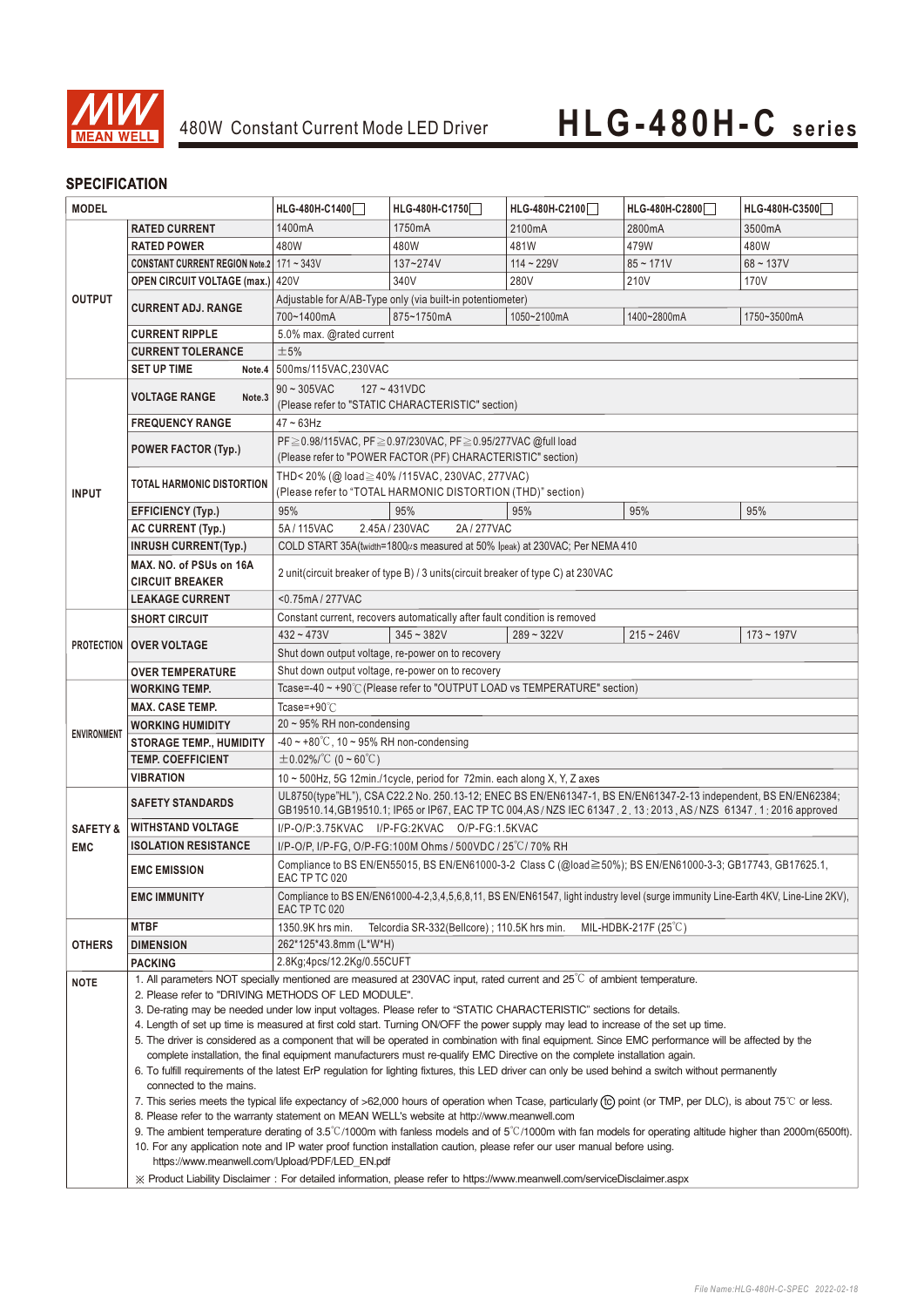# 480W Constant Current Mode LED Driver — HLG-480H-C series

## SPECIFICATION

| MODEL | | HLG-480H-C1400☐ | HLG-480H-C1750☐ | HLG-480H-C2100☐ | HLG-480H-C2800☐ | HLG-480H-C3500☐ |
|---|---|---|---|---|---|---|
| OUTPUT | RATED CURRENT | 1400mA | 1750mA | 2100mA | 2800mA | 3500mA |
| | RATED POWER | 480W | 480W | 481W | 479W | 480W |
| | CONSTANT CURRENT REGION Note.2 | 171 ~ 343V | 137~274V | 114 ~ 229V | 85 ~ 171V | 68 ~ 137V |
| | OPEN CIRCUIT VOLTAGE (max.) | 420V | 340V | 280V | 210V | 170V |
| | CURRENT ADJ. RANGE | Adjustable for A/AB-Type only (via built-in potentiometer) | | | | |
| | | 700~1400mA | 875~1750mA | 1050~2100mA | 1400~2800mA | 1750~3500mA |
| | CURRENT RIPPLE | 5.0% max. @rated current | | | | |
| | CURRENT TOLERANCE | ±5% | | | | |
| | SET UP TIME Note.4 | 500ms/115VAC,230VAC | | | | |
| INPUT | VOLTAGE RANGE Note.3 | 90 ~ 305VAC 127 ~ 431VDC (Please refer to "STATIC CHARACTERISTIC" section) | | | | |
| | FREQUENCY RANGE | 47 ~ 63Hz | | | | |
| | POWER FACTOR (Typ.) | PF≧0.98/115VAC, PF≧0.97/230VAC, PF≧0.95/277VAC @full load (Please refer to "POWER FACTOR (PF) CHARACTERISTIC" section) | | | | |
| | TOTAL HARMONIC DISTORTION | THD< 20% (@ load≧40% /115VAC, 230VAC, 277VAC) (Please refer to "TOTAL HARMONIC DISTORTION (THD)" section) | | | | |
| | EFFICIENCY (Typ.) | 95% | 95% | 95% | 95% | 95% |
| | AC CURRENT (Typ.) | 5A / 115VAC 2.45A / 230VAC 2A / 277VAC | | | | |
| | INRUSH CURRENT(Typ.) | COLD START 35A(twidth=1800μs measured at 50% Ipeak) at 230VAC; Per NEMA 410 | | | | |
| | MAX. NO. of PSUs on 16A CIRCUIT BREAKER | 2 unit(circuit breaker of type B) / 3 units(circuit breaker of type C) at 230VAC | | | | |
| | LEAKAGE CURRENT | <0.75mA / 277VAC | | | | |
| PROTECTION | SHORT CIRCUIT | Constant current, recovers automatically after fault condition is removed | | | | |
| | OVER VOLTAGE | 432 ~ 473V | 345 ~ 382V | 289 ~ 322V | 215 ~ 246V | 173 ~ 197V |
| | | Shut down output voltage, re-power on to recovery | | | | |
| | OVER TEMPERATURE | Shut down output voltage, re-power on to recovery | | | | |
| ENVIRONMENT | WORKING TEMP. | Tcase=-40 ~ +90℃ (Please refer to "OUTPUT LOAD vs TEMPERATURE" section) | | | | |
| | MAX. CASE TEMP. | Tcase=+90℃ | | | | |
| | WORKING HUMIDITY | 20 ~ 95% RH non-condensing | | | | |
| | STORAGE TEMP., HUMIDITY | -40 ~ +80℃, 10 ~ 95% RH non-condensing | | | | |
| | TEMP. COEFFICIENT | ±0.02%/℃ (0 ~ 60℃) | | | | |
| | VIBRATION | 10 ~ 500Hz, 5G 12min./1cycle, period for 72min. each along X, Y, Z axes | | | | |
| SAFETY & EMC | SAFETY STANDARDS | UL8750(type"HL"), CSA C22.2 No. 250.13-12; ENEC BS EN/EN61347-1, BS EN/EN61347-2-13 independent, BS EN/EN62384; GB19510.14,GB19510.1; IP65 or IP67, EAC TP TC 004,AS / NZS IEC 61347 . 2 . 13 : 2013 , AS / NZS 61347 . 1 : 2016 approved | | | | |
| | WITHSTAND VOLTAGE | I/P-O/P:3.75KVAC I/P-FG:2KVAC O/P-FG:1.5KVAC | | | | |
| | ISOLATION RESISTANCE | I/P-O/P, I/P-FG, O/P-FG:100M Ohms / 500VDC / 25℃/ 70% RH | | | | |
| | EMC EMISSION | Compliance to BS EN/EN55015, BS EN/EN61000-3-2 Class C (@load≧50%); BS EN/EN61000-3-3; GB17743, GB17625.1, EAC TP TC 020 | | | | |
| | EMC IMMUNITY | Compliance to BS EN/EN61000-4-2,3,4,5,6,8,11, BS EN/EN61547, light industry level (surge immunity Line-Earth 4KV, Line-Line 2KV), EAC TP TC 020 | | | | |
| OTHERS | MTBF | 1350.9K hrs min. Telcordia SR-332(Bellcore) ; 110.5K hrs min. MIL-HDBK-217F (25℃) | | | | |
| | DIMENSION | 262*125*43.8mm (L*W*H) | | | | |
| | PACKING | 2.8Kg;4pcs/12.2Kg/0.55CUFT | | | | |

**NOTE**

1. All parameters NOT specially mentioned are measured at 230VAC input, rated current and 25℃ of ambient temperature.
2. Please refer to "DRIVING METHODS OF LED MODULE".
3. De-rating may be needed under low input voltages. Please refer to "STATIC CHARACTERISTIC" sections for details.
4. Length of set up time is measured at first cold start. Turning ON/OFF the power supply may lead to increase of the set up time.
5. The driver is considered as a component that will be operated in combination with final equipment. Since EMC performance will be affected by the complete installation, the final equipment manufacturers must re-qualify EMC Directive on the complete installation again.
6. To fulfill requirements of the latest ErP regulation for lighting fixtures, this LED driver can only be used behind a switch without permanently connected to the mains.
7. This series meets the typical life expectancy of >62,000 hours of operation when Tcase, particularly (tc) point (or TMP, per DLC), is about 75℃ or less.
8. Please refer to the warranty statement on MEAN WELL's website at http://www.meanwell.com
9. The ambient temperature derating of 3.5℃/1000m with fanless models and of 5℃/1000m with fan models for operating altitude higher than 2000m(6500ft).
10. For any application note and IP water proof function installation caution, please refer our user manual before using. https://www.meanwell.com/Upload/PDF/LED_EN.pdf

※ Product Liability Disclaimer：For detailed information, please refer to https://www.meanwell.com/serviceDisclaimer.aspx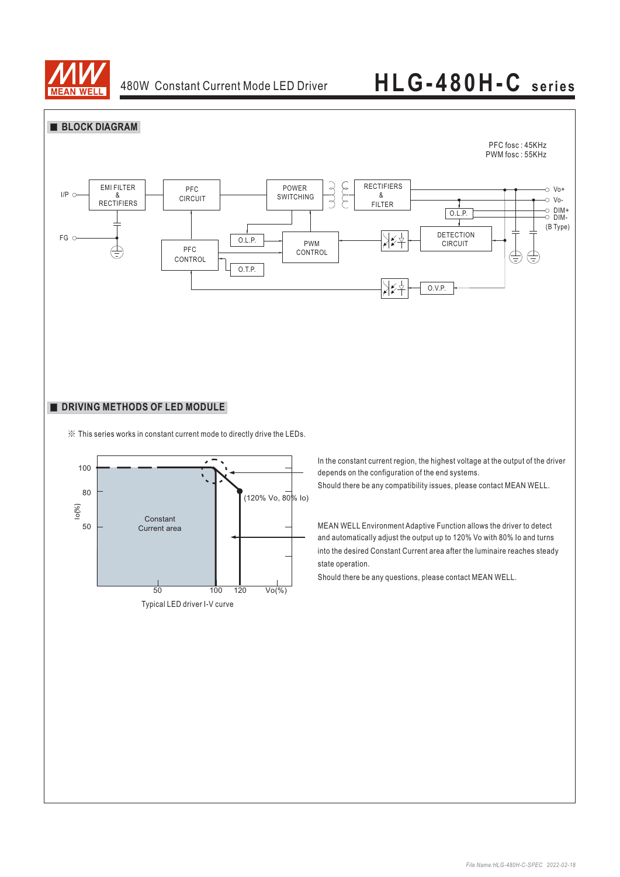## ■ BLOCK DIAGRAM

PFC fosc : 45KHz
PWM fosc : 55KHz

I/P, FG, EMI FILTER & RECTIFIERS, PFC CIRCUIT, POWER SWITCHING, RECTIFIERS & FILTER, PFC CONTROL, O.L.P., PWM CONTROL, O.T.P., DETECTION CIRCUIT, O.L.P., O.V.P., Vo+, Vo-, DIM+, DIM-, (B Type)

## ■ DRIVING METHODS OF LED MODULE

※ This series works in constant current mode to directly drive the LEDs.

Io(%): 100, 80, 50; Vo(%): 50, 100, 120; Constant Current area; (120% Vo, 80% Io)

Typical LED driver I-V curve

In the constant current region, the highest voltage at the output of the driver depends on the configuration of the end systems.
Should there be any compatibility issues, please contact MEAN WELL.

MEAN WELL Environment Adaptive Function allows the driver to detect and automatically adjust the output up to 120% Vo with 80% Io and turns into the desired Constant Current area after the luminaire reaches steady state operation.
Should there be any questions, please contact MEAN WELL.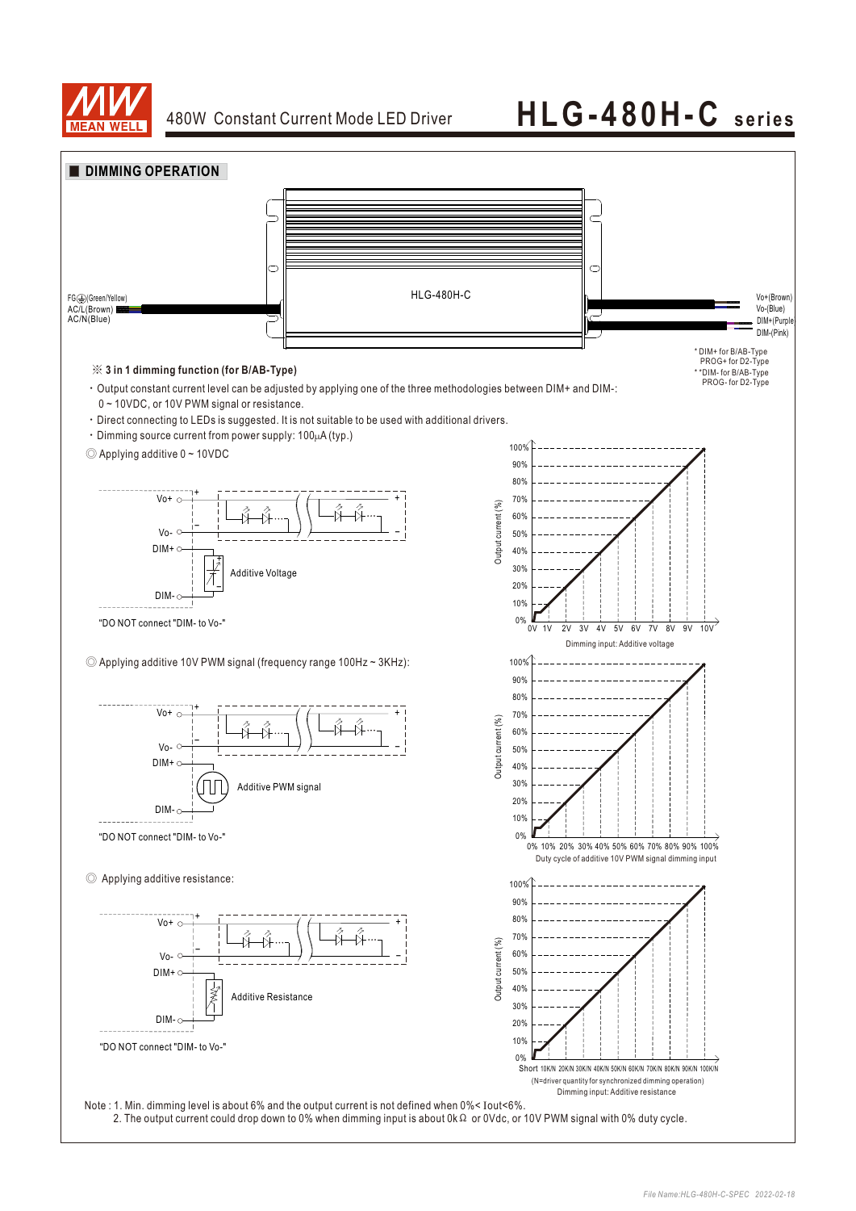## DIMMING OPERATION

FG⏚(Green/Yellow)
AC/L(Brown)
AC/N(Blue)

HLG-480H-C

Vo+(Brown)
Vo-(Blue)
DIM+(Purple)
DIM-(Pink)

\* DIM+ for B/AB-Type
PROG+ for D2-Type
\* \*DIM- for B/AB-Type
PROG- for D2-Type

**※ 3 in 1 dimming function (for B/AB-Type)**

- Output constant current level can be adjusted by applying one of the three methodologies between DIM+ and DIM-: 0 ~ 10VDC, or 10V PWM signal or resistance.
- Direct connecting to LEDs is suggested. It is not suitable to be used with additional drivers.
- Dimming source current from power supply: 100μA (typ.)

◎ Applying additive 0 ~ 10VDC

Vo+ · Vo- · DIM+ · DIM- · Additive Voltage

"DO NOT connect "DIM- to Vo-"

Output current (%): 0% – 100%
Dimming input: Additive voltage (0V 1V 2V 3V 4V 5V 6V 7V 8V 9V 10V)

◎ Applying additive 10V PWM signal (frequency range 100Hz ~ 3KHz):

Vo+ · Vo- · DIM+ · DIM- · Additive PWM signal

"DO NOT connect "DIM- to Vo-"

Output current (%): 0% – 100%
Duty cycle of additive 10V PWM signal dimming input (0% 10% 20% 30% 40% 50% 60% 70% 80% 90% 100%)

◎ Applying additive resistance:

Vo+ · Vo- · DIM+ · DIM- · Additive Resistance

"DO NOT connect "DIM- to Vo-"

Output current (%): 0% – 100%
Short 10K/N 20K/N 30K/N 40K/N 50K/N 60K/N 70K/N 80K/N 90K/N 100K/N
(N=driver quantity for synchronized dimming operation)
Dimming input: Additive resistance

Note : 1. Min. dimming level is about 6% and the output current is not defined when 0%< Iout<6%.
2. The output current could drop down to 0% when dimming input is about 0kΩ or 0Vdc, or 10V PWM signal with 0% duty cycle.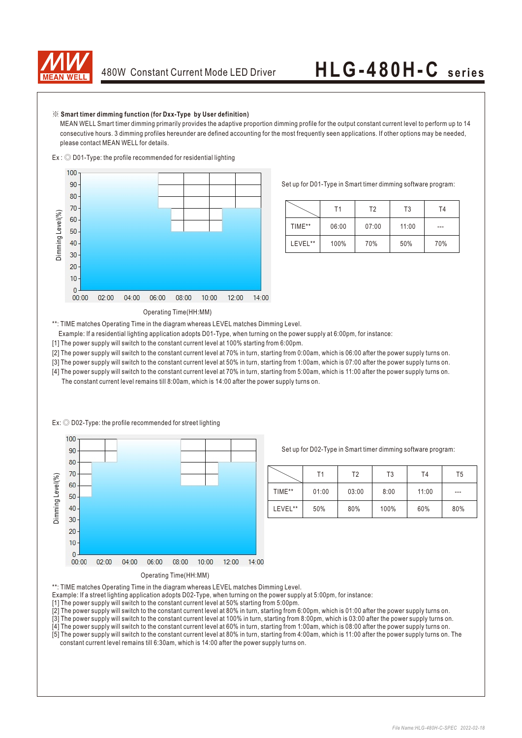※ **Smart timer dimming function (for Dxx-Type by User definition)**

MEAN WELL Smart timer dimming primarily provides the adaptive proportion dimming profile for the output constant current level to perform up to 14 consecutive hours. 3 dimming profiles hereunder are defined accounting for the most frequently seen applications. If other options may be needed, please contact MEAN WELL for details.

Ex : ◎ D01-Type: the profile recommended for residential lighting

Set up for D01-Type in Smart timer dimming software program:

| | T1 | T2 | T3 | T4 |
|---|---|---|---|---|
| TIME** | 06:00 | 07:00 | 11:00 | --- |
| LEVEL** | 100% | 70% | 50% | 70% |

Operating Time(HH:MM)

**: TIME matches Operating Time in the diagram whereas LEVEL matches Dimming Level.

Example: If a residential lighting application adopts D01-Type, when turning on the power supply at 6:00pm, for instance:

[1] The power supply will switch to the constant current level at 100% starting from 6:00pm.

[2] The power supply will switch to the constant current level at 70% in turn, starting from 0:00am, which is 06:00 after the power supply turns on.

[3] The power supply will switch to the constant current level at 50% in turn, starting from 1:00am, which is 07:00 after the power supply turns on.

[4] The power supply will switch to the constant current level at 70% in turn, starting from 5:00am, which is 11:00 after the power supply turns on. The constant current level remains till 8:00am, which is 14:00 after the power supply turns on.

Ex: ◎ D02-Type: the profile recommended for street lighting

Set up for D02-Type in Smart timer dimming software program:

| | T1 | T2 | T3 | T4 | T5 |
|---|---|---|---|---|---|
| TIME** | 01:00 | 03:00 | 8:00 | 11:00 | --- |
| LEVEL** | 50% | 80% | 100% | 60% | 80% |

Operating Time(HH:MM)

**: TIME matches Operating Time in the diagram whereas LEVEL matches Dimming Level.

Example: If a street lighting application adopts D02-Type, when turning on the power supply at 5:00pm, for instance:

[1] The power supply will switch to the constant current level at 50% starting from 5:00pm.

[2] The power supply will switch to the constant current level at 80% in turn, starting from 6:00pm, which is 01:00 after the power supply turns on.

[3] The power supply will switch to the constant current level at 100% in turn, starting from 8:00pm, which is 03:00 after the power supply turns on.

[4] The power supply will switch to the constant current level at 60% in turn, starting from 1:00am, which is 08:00 after the power supply turns on.

[5] The power supply will switch to the constant current level at 80% in turn, starting from 4:00am, which is 11:00 after the power supply turns on. The constant current level remains till 6:30am, which is 14:00 after the power supply turns on.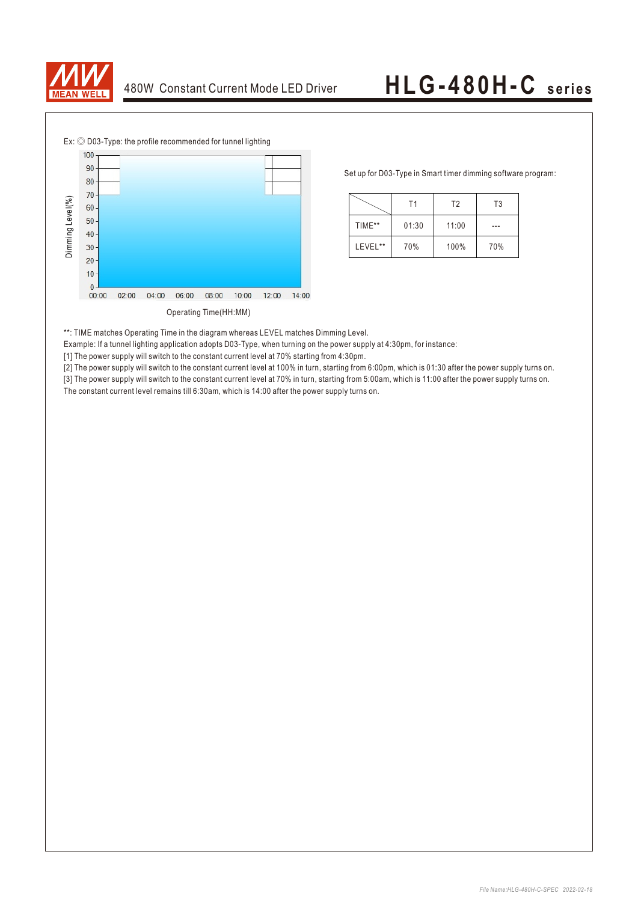Ex: ◎ D03-Type: the profile recommended for tunnel lighting

Dimming Level(%)

Operating Time(HH:MM)

Set up for D03-Type in Smart timer dimming software program:

| | T1 | T2 | T3 |
|---|---|---|---|
| TIME** | 01:30 | 11:00 | --- |
| LEVEL** | 70% | 100% | 70% |

**: TIME matches Operating Time in the diagram whereas LEVEL matches Dimming Level.

Example: If a tunnel lighting application adopts D03-Type, when turning on the power supply at 4:30pm, for instance:

[1] The power supply will switch to the constant current level at 70% starting from 4:30pm.

[2] The power supply will switch to the constant current level at 100% in turn, starting from 6:00pm, which is 01:30 after the power supply turns on.

[3] The power supply will switch to the constant current level at 70% in turn, starting from 5:00am, which is 11:00 after the power supply turns on.

The constant current level remains till 6:30am, which is 14:00 after the power supply turns on.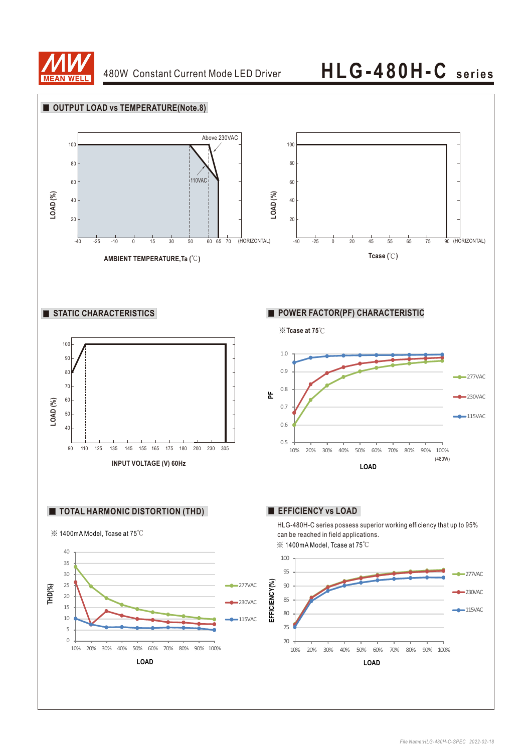# 480W Constant Current Mode LED Driver — HLG-480H-C series

## OUTPUT LOAD vs TEMPERATURE(Note.8)

LOAD (%)

100, 80, 60, 40, 20

-40 -25 -10 0 15 30 50 60 65 70 (HORIZONTAL)

Above 230VAC

110VAC

AMBIENT TEMPERATURE,Ta (℃)

LOAD (%)

100, 80, 60, 40, 20

-40 -25 0 20 45 55 65 75 90 (HORIZONTAL)

Tcase (℃)

## STATIC CHARACTERISTICS

LOAD (%)

100, 90, 80, 70, 60, 50, 40

90 110 125 135 145 155 165 175 180 200 230 305

INPUT VOLTAGE (V) 60Hz

## POWER FACTOR(PF) CHARACTERISTIC

※Tcase at 75℃

PF

1.0, 0.9, 0.8, 0.7, 0.6, 0.5

10% 20% 30% 40% 50% 60% 70% 80% 90% 100% (480W)

LOAD

277VAC, 230VAC, 115VAC

## TOTAL HARMONIC DISTORTION (THD)

※ 1400mA Model, Tcase at 75℃

THD(%)

40, 35, 30, 25, 20, 15, 10, 5, 0

10% 20% 30% 40% 50% 60% 70% 80% 90% 100%

LOAD

277VAC, 230VAC, 115VAC

## EFFICIENCY vs LOAD

HLG-480H-C series possess superior working efficiency that up to 95% can be reached in field applications.

※ 1400mA Model, Tcase at 75℃

EFFICIENCY(%)

100, 95, 90, 85, 80, 75, 70

10% 20% 30% 40% 50% 60% 70% 80% 90% 100%

LOAD

277VAC, 230VAC, 115VAC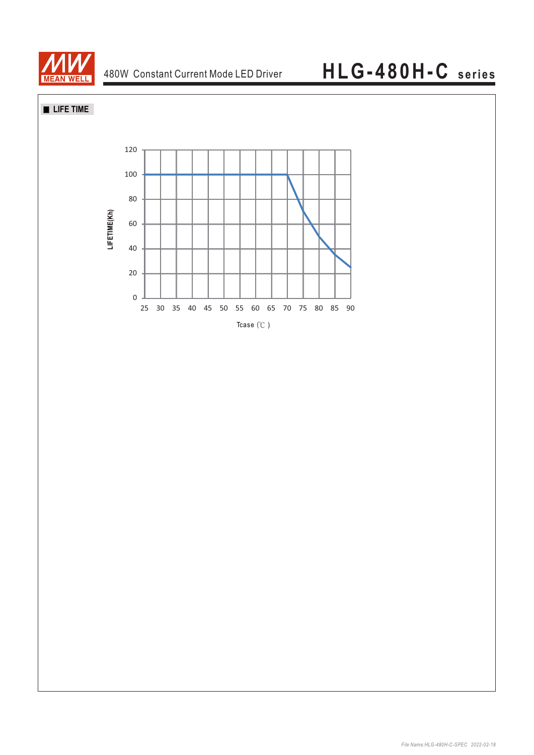## LIFE TIME

LIFETIME(Kh)

120
100
80
60
40
20
0

25 30 35 40 45 50 55 60 65 70 75 80 85 90

Tcase (℃ )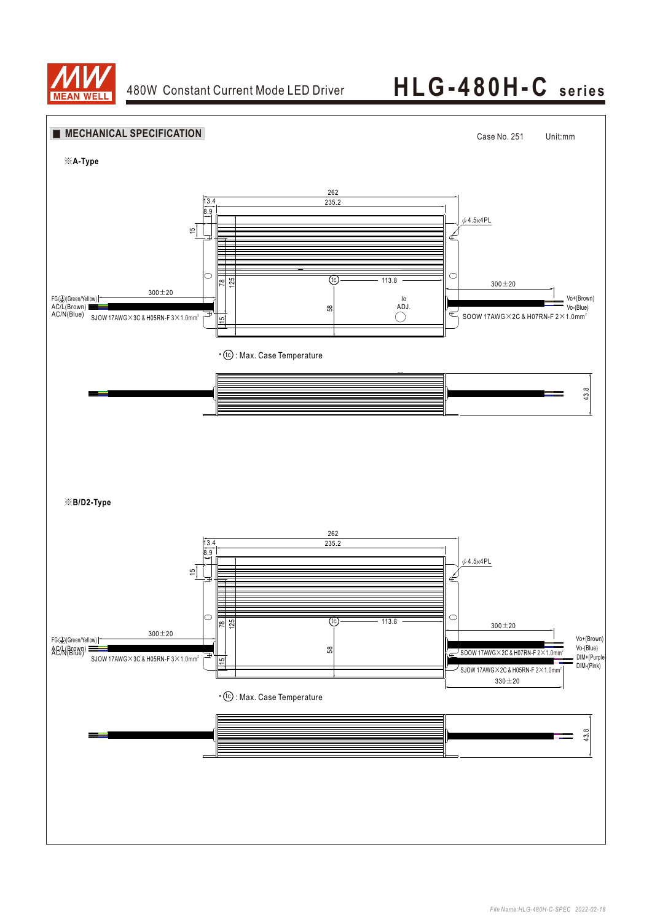## MECHANICAL SPECIFICATION

Case No. 251 Unit:mm

※A-Type

262

235.2

13.4

8.9

15

φ4.5x4PL

78

125

tc

113.8

300±20

300±20

FG⏚(Green/Yellow)

AC/L(Brown)

AC/N(Blue)

SJOW 17AWG×3C & H05RN-F 3×1.0mm²

58

Io ADJ.

15

Vo+(Brown)

Vo-(Blue)

SOOW 17AWG×2C & H07RN-F 2×1.0mm²

• tc : Max. Case Temperature

43.8

※B/D2-Type

262

235.2

13.4

8.9

15

φ4.5x4PL

78

125

tc

113.8

300±20

300±20

FG⏚(Green/Yellow)

AC/L(Brown)

AC/N(Blue)

SJOW 17AWG×3C & H05RN-F 3×1.0mm²

58

15

Vo+(Brown)

Vo-(Blue)

DIM+(Purple)

DIM-(Pink)

SOOW 17AWG×2C & H07RN-F 2×1.0mm²

SJOW 17AWG×2C & H05RN-F 2×1.0mm²

330±20

• tc : Max. Case Temperature

43.8

File Name:HLG-480H-C-SPEC 2022-02-18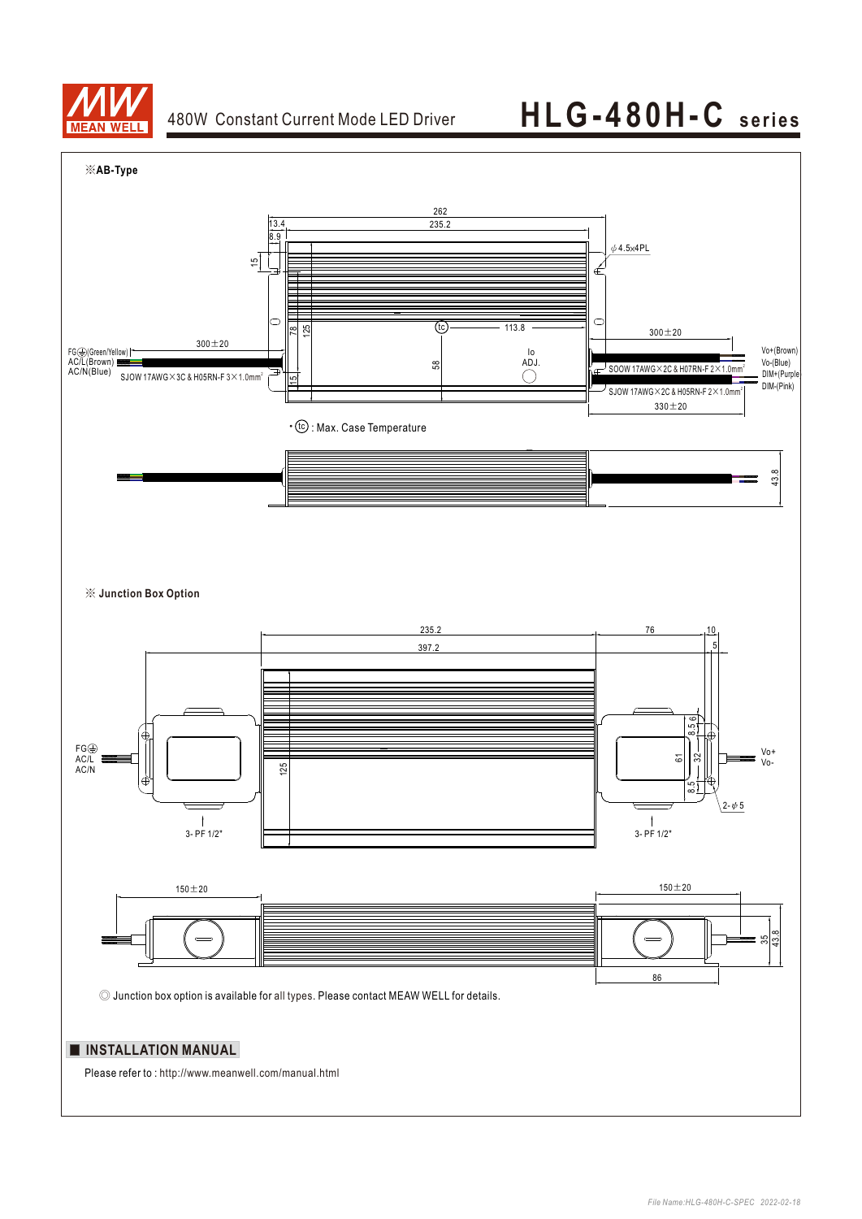※AB-Type

262
13.4
235.2
8.9
15
φ4.5x4PL
78
125
tc
113.8
300±20
300±20
FG⏚(Green/Yellow)
AC/L(Brown)
AC/N(Blue)
SJOW 17AWG×3C & H05RN-F 3×1.0mm²
58
Io
ADJ.
15
SOOW 17AWG×2C & H07RN-F 2×1.0mm²
SJOW 17AWG×2C & H05RN-F 2×1.0mm²
330±20
Vo+(Brown)
Vo-(Blue)
DIM+(Purple)
DIM-(Pink)

• tc : Max. Case Temperature

43.8

※ Junction Box Option

235.2
76
10
397.2
5
8.5 6
FG⏚
AC/L
AC/N
125
61
32
8.5
Vo+
Vo-
2-φ5
3- PF 1/2"
3- PF 1/2"

150±20
150±20
35
43.8
86

◎ Junction box option is available for all types. Please contact MEAW WELL for details.

## INSTALLATION MANUAL

Please refer to : http://www.meanwell.com/manual.html